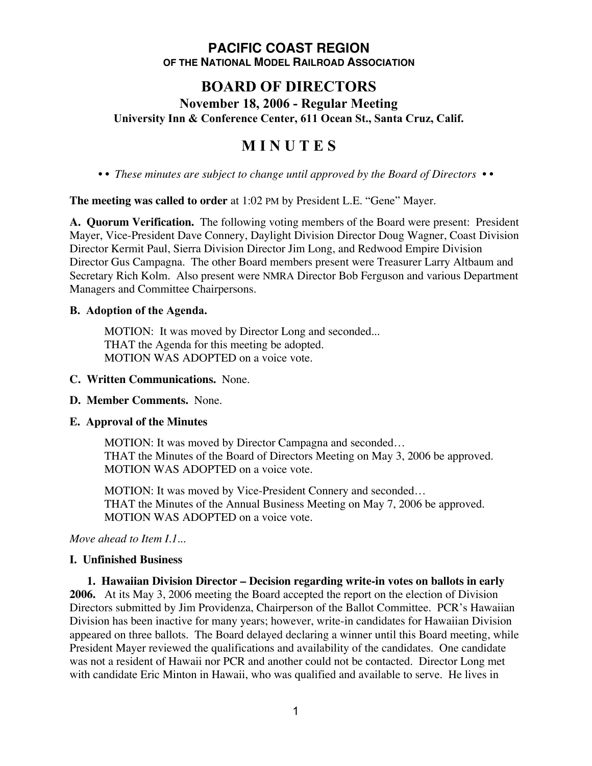# PACIFIC COAST REGION

**OF THE NATIONAL MODEL RAILROAD ASSOCIATION**

# BOARD OF DIRECTORS

### November 18, 2006 - Regular Meeting

**University Inn & Conference Center, 611 Ocean St., Santa Cruz, Calif.**

# M I N U T E S

*• • These minutes are subject to change until approved by the Board of Directors • •*

**The meeting was called to order** at 1:02 PM by President L.E. "Gene" Mayer.

**A. Quorum Verification.** The following voting members of the Board were present: President Mayer, Vice-President Dave Connery, Daylight Division Director Doug Wagner, Coast Division Director Kermit Paul, Sierra Division Director Jim Long, and Redwood Empire Division Director Gus Campagna. The other Board members present were Treasurer Larry Altbaum and Secretary Rich Kolm. Also present were NMRA Director Bob Ferguson and various Department Managers and Committee Chairpersons.

**B. Adoption of the Agenda.**

> MOTION: It was moved by Director Long and seconded...
> THAT the Agenda for this meeting be adopted.
> MOTION WAS ADOPTED on a voice vote.

**C. Written Communications.** None.

**D. Member Comments.** None.

**E. Approval of the Minutes**

> MOTION: It was moved by Director Campagna and seconded…
> THAT the Minutes of the Board of Directors Meeting on May 3, 2006 be approved.
> MOTION WAS ADOPTED on a voice vote.

> MOTION: It was moved by Vice-President Connery and seconded…
> THAT the Minutes of the Annual Business Meeting on May 7, 2006 be approved.
> MOTION WAS ADOPTED on a voice vote.

*Move ahead to Item I.1...*

**I. Unfinished Business**

**1. Hawaiian Division Director – Decision regarding write-in votes on ballots in early 2006.** At its May 3, 2006 meeting the Board accepted the report on the election of Division Directors submitted by Jim Providenza, Chairperson of the Ballot Committee. PCR's Hawaiian Division has been inactive for many years; however, write-in candidates for Hawaiian Division appeared on three ballots. The Board delayed declaring a winner until this Board meeting, while President Mayer reviewed the qualifications and availability of the candidates. One candidate was not a resident of Hawaii nor PCR and another could not be contacted. Director Long met with candidate Eric Minton in Hawaii, who was qualified and available to serve. He lives in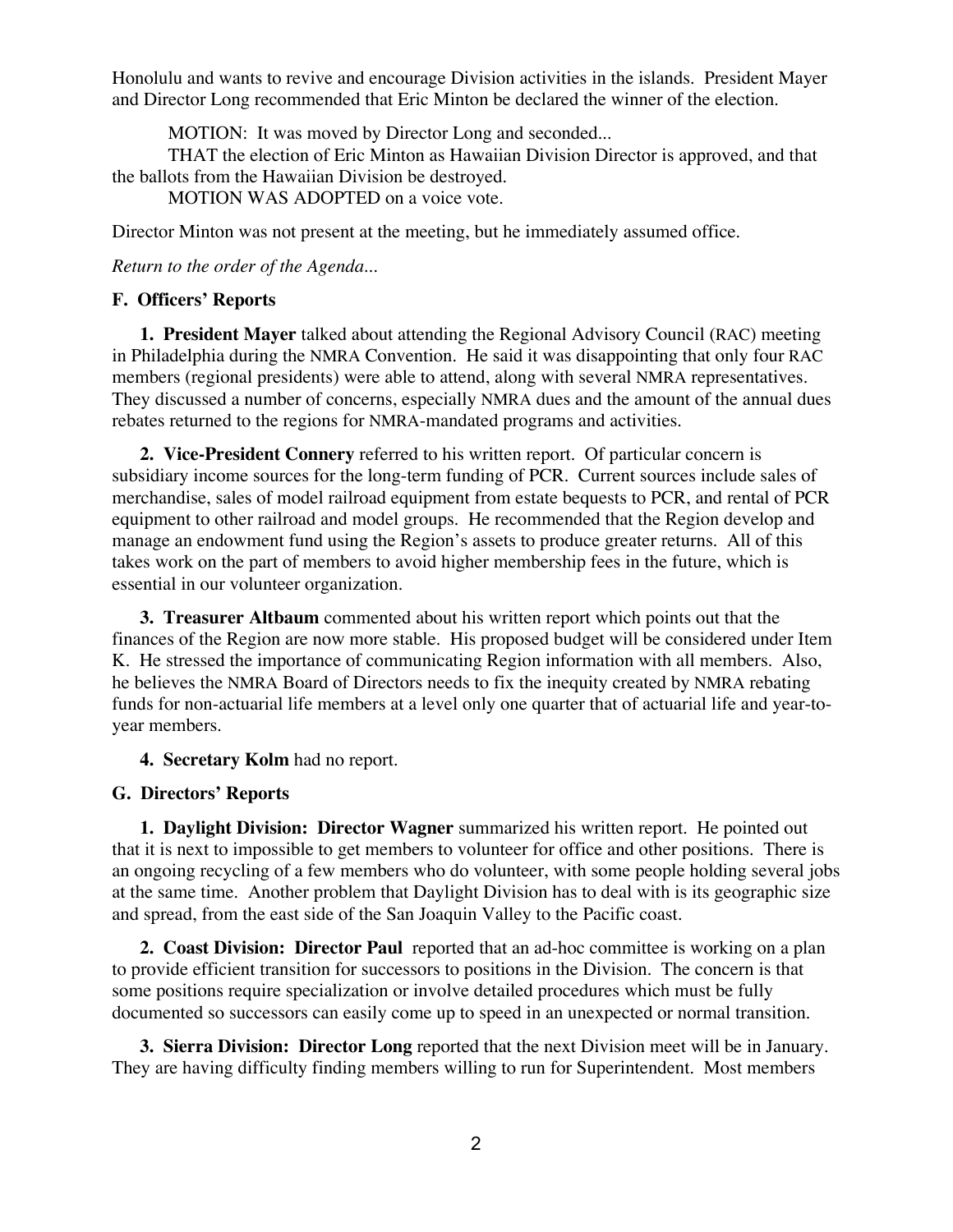Honolulu and wants to revive and encourage Division activities in the islands. President Mayer and Director Long recommended that Eric Minton be declared the winner of the election.

MOTION: It was moved by Director Long and seconded...

THAT the election of Eric Minton as Hawaiian Division Director is approved, and that the ballots from the Hawaiian Division be destroyed.

MOTION WAS ADOPTED on a voice vote.

Director Minton was not present at the meeting, but he immediately assumed office.

*Return to the order of the Agenda...*

**F. Officers' Reports**

**1. President Mayer** talked about attending the Regional Advisory Council (RAC) meeting in Philadelphia during the NMRA Convention. He said it was disappointing that only four RAC members (regional presidents) were able to attend, along with several NMRA representatives. They discussed a number of concerns, especially NMRA dues and the amount of the annual dues rebates returned to the regions for NMRA-mandated programs and activities.

**2. Vice-President Connery** referred to his written report. Of particular concern is subsidiary income sources for the long-term funding of PCR. Current sources include sales of merchandise, sales of model railroad equipment from estate bequests to PCR, and rental of PCR equipment to other railroad and model groups. He recommended that the Region develop and manage an endowment fund using the Region's assets to produce greater returns. All of this takes work on the part of members to avoid higher membership fees in the future, which is essential in our volunteer organization.

**3. Treasurer Altbaum** commented about his written report which points out that the finances of the Region are now more stable. His proposed budget will be considered under Item K. He stressed the importance of communicating Region information with all members. Also, he believes the NMRA Board of Directors needs to fix the inequity created by NMRA rebating funds for non-actuarial life members at a level only one quarter that of actuarial life and year-to-year members.

**4. Secretary Kolm** had no report.

**G. Directors' Reports**

**1. Daylight Division: Director Wagner** summarized his written report. He pointed out that it is next to impossible to get members to volunteer for office and other positions. There is an ongoing recycling of a few members who do volunteer, with some people holding several jobs at the same time. Another problem that Daylight Division has to deal with is its geographic size and spread, from the east side of the San Joaquin Valley to the Pacific coast.

**2. Coast Division: Director Paul** reported that an ad-hoc committee is working on a plan to provide efficient transition for successors to positions in the Division. The concern is that some positions require specialization or involve detailed procedures which must be fully documented so successors can easily come up to speed in an unexpected or normal transition.

**3. Sierra Division: Director Long** reported that the next Division meet will be in January. They are having difficulty finding members willing to run for Superintendent. Most members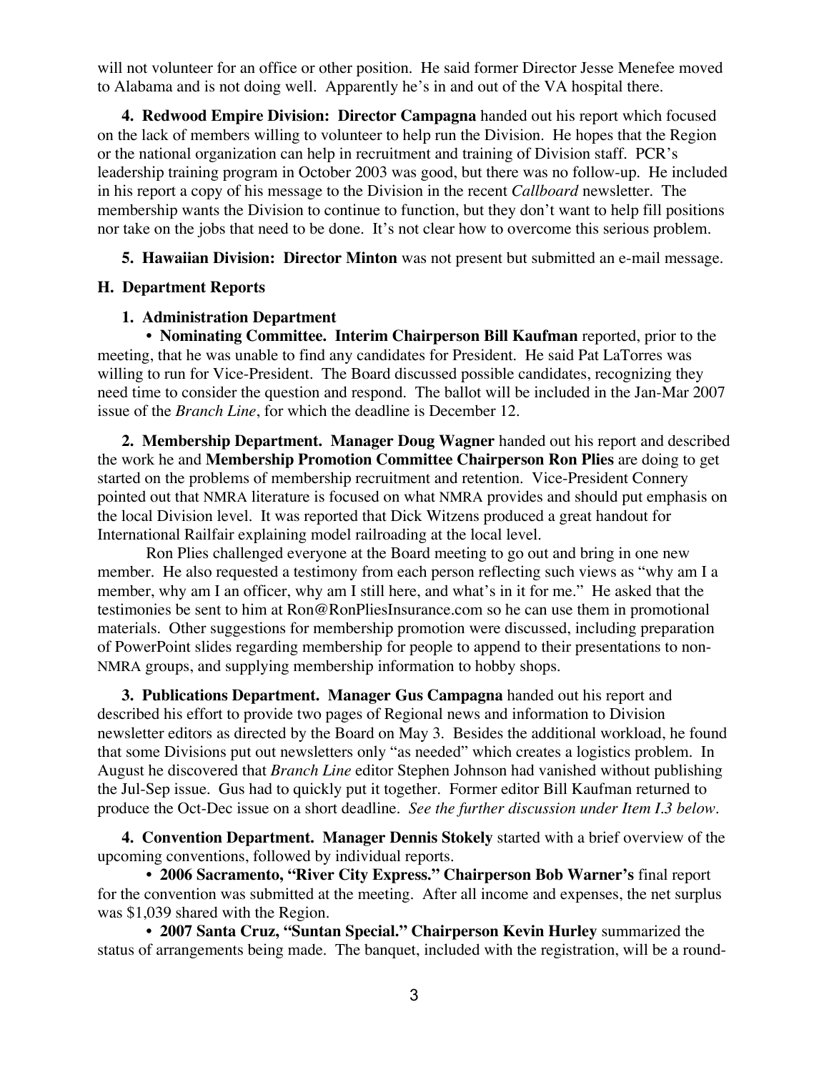will not volunteer for an office or other position. He said former Director Jesse Menefee moved to Alabama and is not doing well. Apparently he's in and out of the VA hospital there.

**4. Redwood Empire Division: Director Campagna** handed out his report which focused on the lack of members willing to volunteer to help run the Division. He hopes that the Region or the national organization can help in recruitment and training of Division staff. PCR's leadership training program in October 2003 was good, but there was no follow-up. He included in his report a copy of his message to the Division in the recent *Callboard* newsletter. The membership wants the Division to continue to function, but they don't want to help fill positions nor take on the jobs that need to be done. It's not clear how to overcome this serious problem.

**5. Hawaiian Division: Director Minton** was not present but submitted an e-mail message.

### H. Department Reports

**1. Administration Department**

• **Nominating Committee. Interim Chairperson Bill Kaufman** reported, prior to the meeting, that he was unable to find any candidates for President. He said Pat LaTorres was willing to run for Vice-President. The Board discussed possible candidates, recognizing they need time to consider the question and respond. The ballot will be included in the Jan-Mar 2007 issue of the *Branch Line*, for which the deadline is December 12.

**2. Membership Department. Manager Doug Wagner** handed out his report and described the work he and **Membership Promotion Committee Chairperson Ron Plies** are doing to get started on the problems of membership recruitment and retention. Vice-President Connery pointed out that NMRA literature is focused on what NMRA provides and should put emphasis on the local Division level. It was reported that Dick Witzens produced a great handout for International Railfair explaining model railroading at the local level.

Ron Plies challenged everyone at the Board meeting to go out and bring in one new member. He also requested a testimony from each person reflecting such views as "why am I a member, why am I an officer, why am I still here, and what's in it for me." He asked that the testimonies be sent to him at Ron@RonPliesInsurance.com so he can use them in promotional materials. Other suggestions for membership promotion were discussed, including preparation of PowerPoint slides regarding membership for people to append to their presentations to non-NMRA groups, and supplying membership information to hobby shops.

**3. Publications Department. Manager Gus Campagna** handed out his report and described his effort to provide two pages of Regional news and information to Division newsletter editors as directed by the Board on May 3. Besides the additional workload, he found that some Divisions put out newsletters only "as needed" which creates a logistics problem. In August he discovered that *Branch Line* editor Stephen Johnson had vanished without publishing the Jul-Sep issue. Gus had to quickly put it together. Former editor Bill Kaufman returned to produce the Oct-Dec issue on a short deadline. *See the further discussion under Item I.3 below*.

**4. Convention Department. Manager Dennis Stokely** started with a brief overview of the upcoming conventions, followed by individual reports.

• **2006 Sacramento, "River City Express." Chairperson Bob Warner's** final report for the convention was submitted at the meeting. After all income and expenses, the net surplus was $1,039 shared with the Region.

• **2007 Santa Cruz, "Suntan Special." Chairperson Kevin Hurley** summarized the status of arrangements being made. The banquet, included with the registration, will be a round-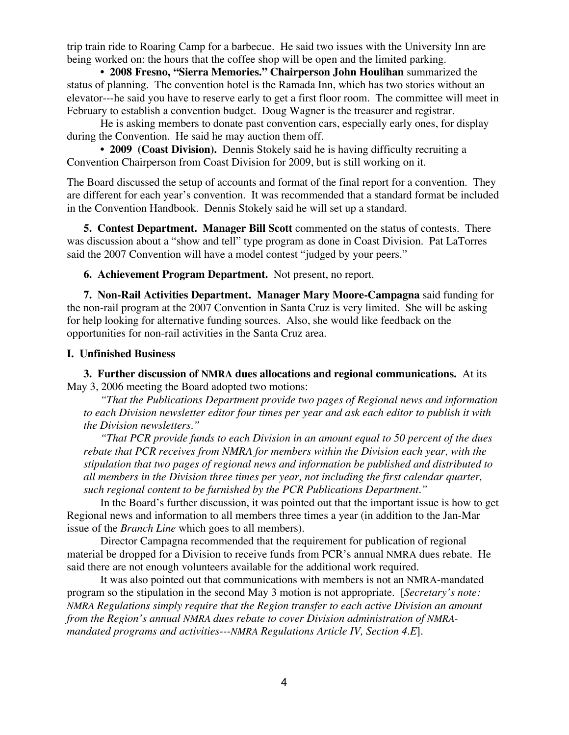trip train ride to Roaring Camp for a barbecue. He said two issues with the University Inn are being worked on: the hours that the coffee shop will be open and the limited parking.

• **2008 Fresno, "Sierra Memories." Chairperson John Houlihan** summarized the status of planning. The convention hotel is the Ramada Inn, which has two stories without an elevator---he said you have to reserve early to get a first floor room. The committee will meet in February to establish a convention budget. Doug Wagner is the treasurer and registrar.

He is asking members to donate past convention cars, especially early ones, for display during the Convention. He said he may auction them off.

• **2009 (Coast Division).** Dennis Stokely said he is having difficulty recruiting a Convention Chairperson from Coast Division for 2009, but is still working on it.

The Board discussed the setup of accounts and format of the final report for a convention. They are different for each year's convention. It was recommended that a standard format be included in the Convention Handbook. Dennis Stokely said he will set up a standard.

**5. Contest Department. Manager Bill Scott** commented on the status of contests. There was discussion about a "show and tell" type program as done in Coast Division. Pat LaTorres said the 2007 Convention will have a model contest "judged by your peers."

**6. Achievement Program Department.** Not present, no report.

**7. Non-Rail Activities Department. Manager Mary Moore-Campagna** said funding for the non-rail program at the 2007 Convention in Santa Cruz is very limited. She will be asking for help looking for alternative funding sources. Also, she would like feedback on the opportunities for non-rail activities in the Santa Cruz area.

**I. Unfinished Business**

**3. Further discussion of NMRA dues allocations and regional communications.** At its May 3, 2006 meeting the Board adopted two motions:

*"That the Publications Department provide two pages of Regional news and information to each Division newsletter editor four times per year and ask each editor to publish it with the Division newsletters."*

*"That PCR provide funds to each Division in an amount equal to 50 percent of the dues rebate that PCR receives from NMRA for members within the Division each year, with the stipulation that two pages of regional news and information be published and distributed to all members in the Division three times per year, not including the first calendar quarter, such regional content to be furnished by the PCR Publications Department."*

In the Board's further discussion, it was pointed out that the important issue is how to get Regional news and information to all members three times a year (in addition to the Jan-Mar issue of the *Branch Line* which goes to all members).

Director Campagna recommended that the requirement for publication of regional material be dropped for a Division to receive funds from PCR's annual NMRA dues rebate. He said there are not enough volunteers available for the additional work required.

It was also pointed out that communications with members is not an NMRA-mandated program so the stipulation in the second May 3 motion is not appropriate. [*Secretary's note: NMRA Regulations simply require that the Region transfer to each active Division an amount from the Region's annual NMRA dues rebate to cover Division administration of NMRA-mandated programs and activities---NMRA Regulations Article IV, Section 4.E*].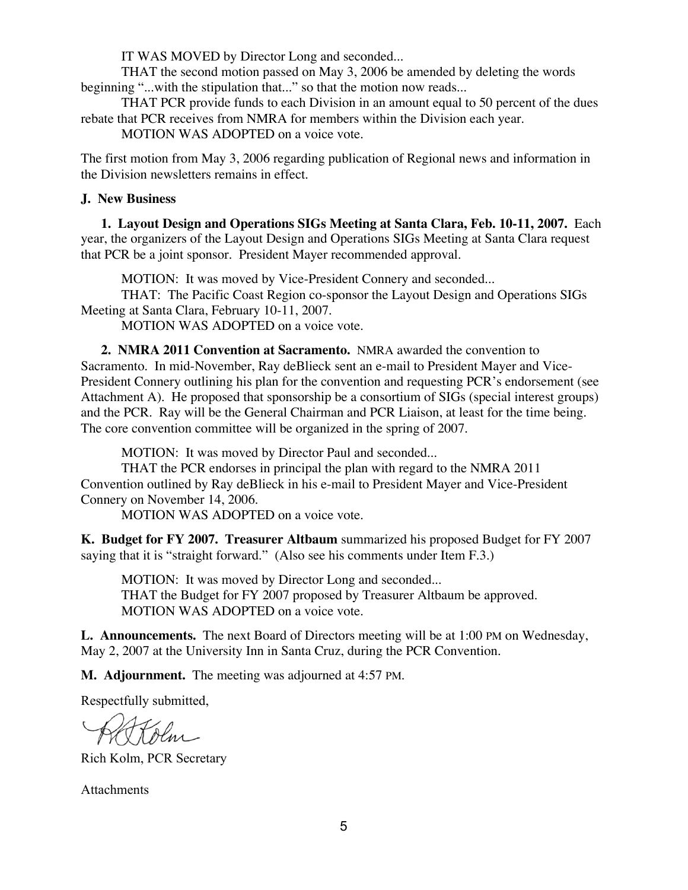IT WAS MOVED by Director Long and seconded...

THAT the second motion passed on May 3, 2006 be amended by deleting the words beginning "...with the stipulation that..." so that the motion now reads...

THAT PCR provide funds to each Division in an amount equal to 50 percent of the dues rebate that PCR receives from NMRA for members within the Division each year.

MOTION WAS ADOPTED on a voice vote.

The first motion from May 3, 2006 regarding publication of Regional news and information in the Division newsletters remains in effect.

**J. New Business**

**1. Layout Design and Operations SIGs Meeting at Santa Clara, Feb. 10-11, 2007.** Each year, the organizers of the Layout Design and Operations SIGs Meeting at Santa Clara request that PCR be a joint sponsor. President Mayer recommended approval.

MOTION: It was moved by Vice-President Connery and seconded...

THAT: The Pacific Coast Region co-sponsor the Layout Design and Operations SIGs Meeting at Santa Clara, February 10-11, 2007.

MOTION WAS ADOPTED on a voice vote.

**2. NMRA 2011 Convention at Sacramento.** NMRA awarded the convention to Sacramento. In mid-November, Ray deBlieck sent an e-mail to President Mayer and Vice-President Connery outlining his plan for the convention and requesting PCR's endorsement (see Attachment A). He proposed that sponsorship be a consortium of SIGs (special interest groups) and the PCR. Ray will be the General Chairman and PCR Liaison, at least for the time being. The core convention committee will be organized in the spring of 2007.

MOTION: It was moved by Director Paul and seconded...

THAT the PCR endorses in principal the plan with regard to the NMRA 2011 Convention outlined by Ray deBlieck in his e-mail to President Mayer and Vice-President Connery on November 14, 2006.

MOTION WAS ADOPTED on a voice vote.

**K. Budget for FY 2007. Treasurer Altbaum** summarized his proposed Budget for FY 2007 saying that it is "straight forward." (Also see his comments under Item F.3.)

MOTION: It was moved by Director Long and seconded...

THAT the Budget for FY 2007 proposed by Treasurer Altbaum be approved.

MOTION WAS ADOPTED on a voice vote.

**L. Announcements.** The next Board of Directors meeting will be at 1:00 PM on Wednesday, May 2, 2007 at the University Inn in Santa Cruz, during the PCR Convention.

**M. Adjournment.** The meeting was adjourned at 4:57 PM.

Respectfully submitted,

Rich Kolm, PCR Secretary

Attachments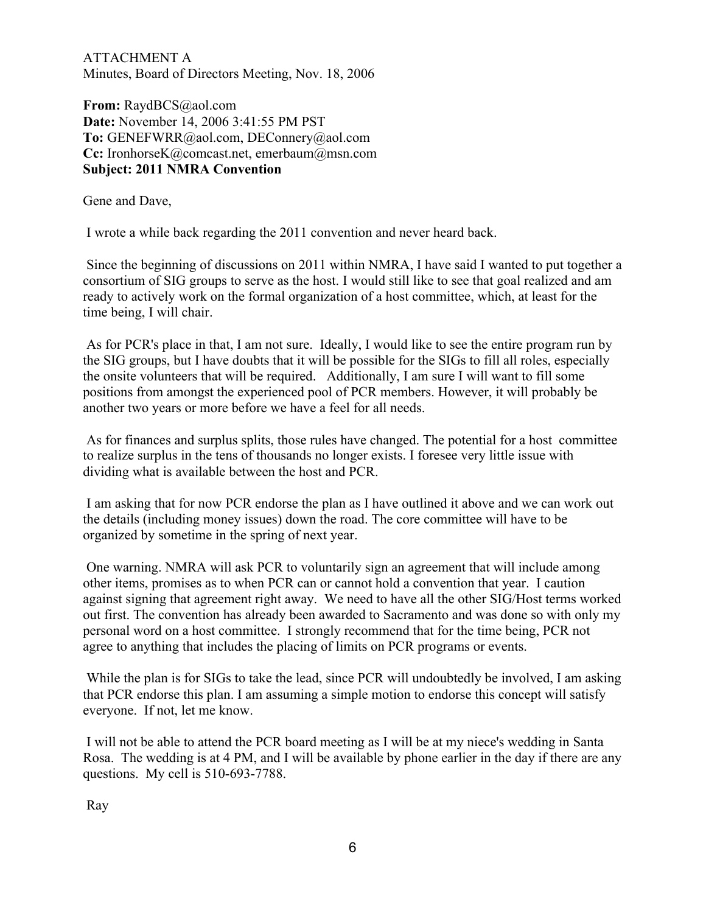ATTACHMENT A
Minutes, Board of Directors Meeting, Nov. 18, 2006

**From:** RaydBCS@aol.com
**Date:** November 14, 2006 3:41:55 PM PST
**To:** GENEFWRR@aol.com, DEConnery@aol.com
**Cc:** IronhorseK@comcast.net, emerbaum@msn.com
**Subject: 2011 NMRA Convention**

Gene and Dave,

I wrote a while back regarding the 2011 convention and never heard back.

Since the beginning of discussions on 2011 within NMRA, I have said I wanted to put together a consortium of SIG groups to serve as the host. I would still like to see that goal realized and am ready to actively work on the formal organization of a host committee, which, at least for the time being, I will chair.

As for PCR's place in that, I am not sure. Ideally, I would like to see the entire program run by the SIG groups, but I have doubts that it will be possible for the SIGs to fill all roles, especially the onsite volunteers that will be required. Additionally, I am sure I will want to fill some positions from amongst the experienced pool of PCR members. However, it will probably be another two years or more before we have a feel for all needs.

As for finances and surplus splits, those rules have changed. The potential for a host committee to realize surplus in the tens of thousands no longer exists. I foresee very little issue with dividing what is available between the host and PCR.

I am asking that for now PCR endorse the plan as I have outlined it above and we can work out the details (including money issues) down the road. The core committee will have to be organized by sometime in the spring of next year.

One warning. NMRA will ask PCR to voluntarily sign an agreement that will include among other items, promises as to when PCR can or cannot hold a convention that year. I caution against signing that agreement right away. We need to have all the other SIG/Host terms worked out first. The convention has already been awarded to Sacramento and was done so with only my personal word on a host committee. I strongly recommend that for the time being, PCR not agree to anything that includes the placing of limits on PCR programs or events.

While the plan is for SIGs to take the lead, since PCR will undoubtedly be involved, I am asking that PCR endorse this plan. I am assuming a simple motion to endorse this concept will satisfy everyone. If not, let me know.

I will not be able to attend the PCR board meeting as I will be at my niece's wedding in Santa Rosa. The wedding is at 4 PM, and I will be available by phone earlier in the day if there are any questions. My cell is 510-693-7788.

Ray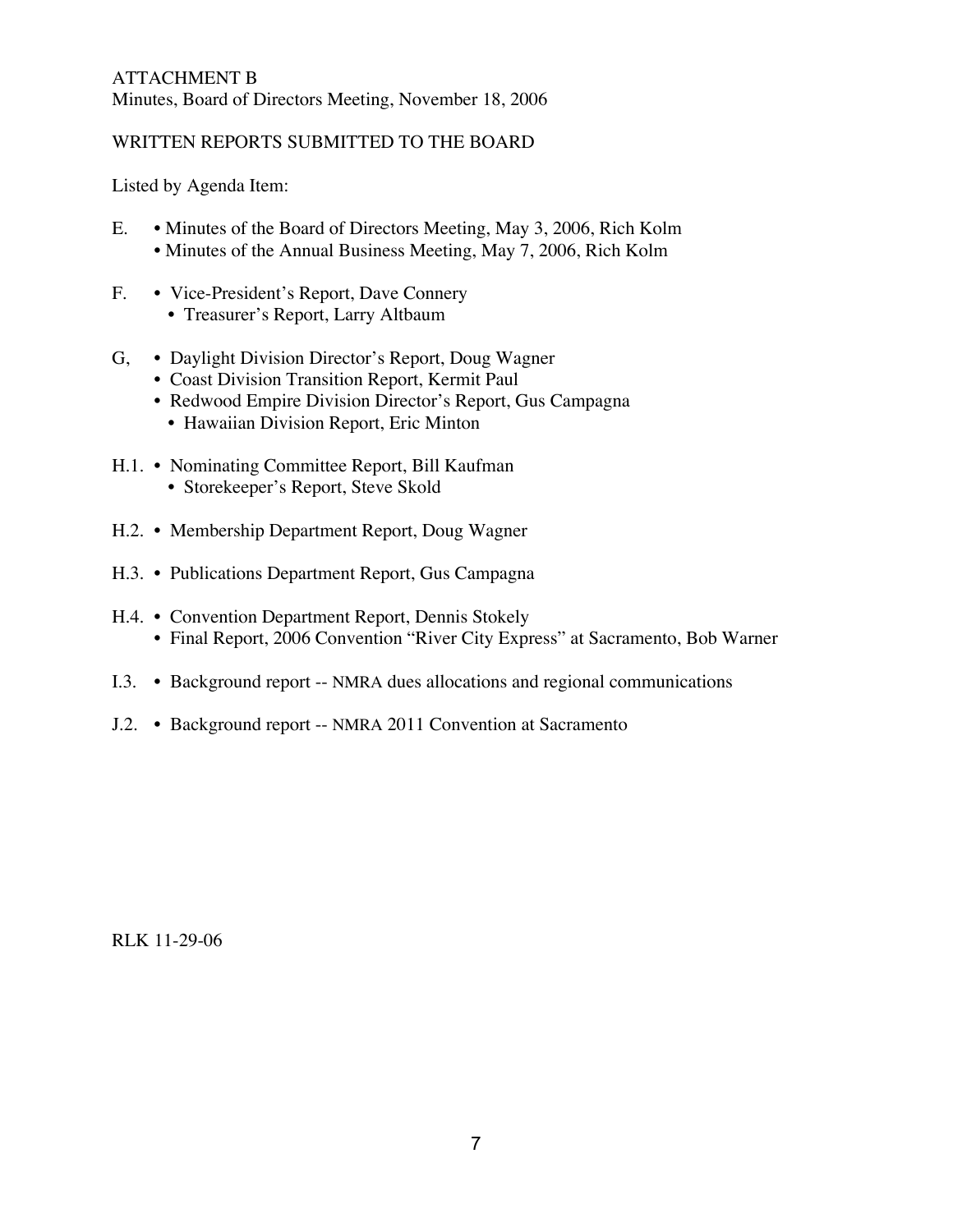ATTACHMENT B

Minutes, Board of Directors Meeting, November 18, 2006

WRITTEN REPORTS SUBMITTED TO THE BOARD

Listed by Agenda Item:

E. • Minutes of the Board of Directors Meeting, May 3, 2006, Rich Kolm
  • Minutes of the Annual Business Meeting, May 7, 2006, Rich Kolm

F. • Vice-President's Report, Dave Connery
  • Treasurer's Report, Larry Altbaum

G, • Daylight Division Director's Report, Doug Wagner
  • Coast Division Transition Report, Kermit Paul
  • Redwood Empire Division Director's Report, Gus Campagna
  • Hawaiian Division Report, Eric Minton

H.1. • Nominating Committee Report, Bill Kaufman
  • Storekeeper's Report, Steve Skold

H.2. • Membership Department Report, Doug Wagner

H.3. • Publications Department Report, Gus Campagna

H.4. • Convention Department Report, Dennis Stokely
  • Final Report, 2006 Convention "River City Express" at Sacramento, Bob Warner

I.3. • Background report -- NMRA dues allocations and regional communications

J.2. • Background report -- NMRA 2011 Convention at Sacramento

RLK 11-29-06